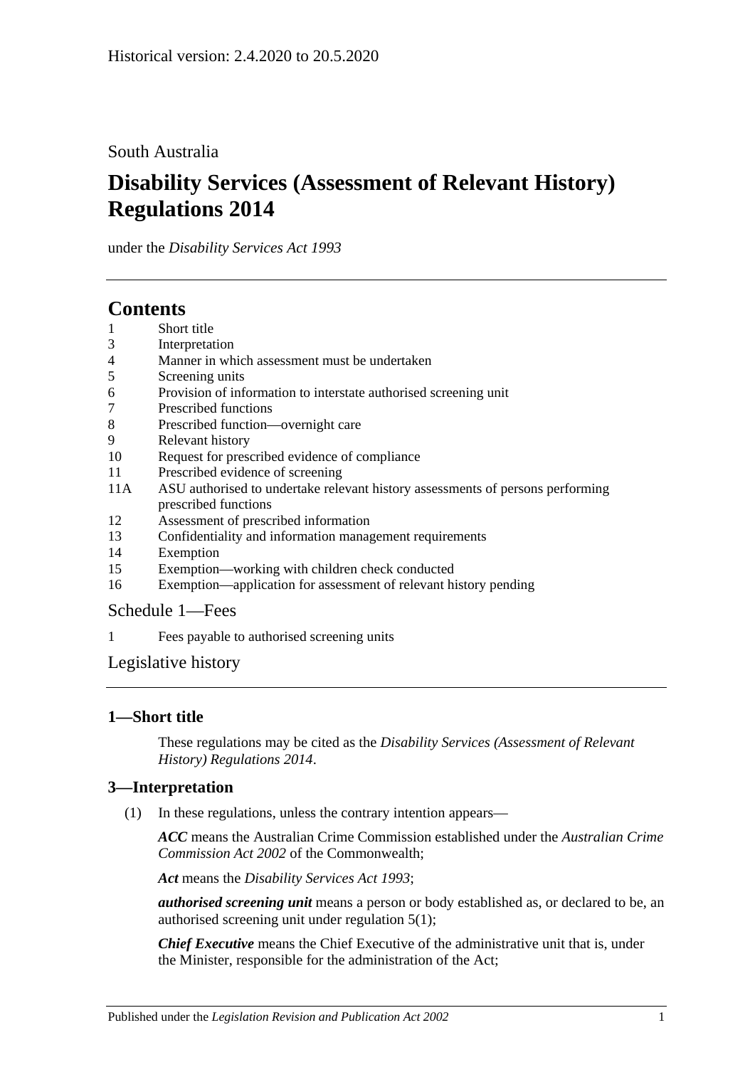Historical version: 2.4.2020 to 20.5.2020

South Australia

# Disability Services (Assessment of Relevant History) Regulations 2014

under the *Disability Services Act 1993*

## Contents

1 Short title
3 Interpretation
4 Manner in which assessment must be undertaken
5 Screening units
6 Provision of information to interstate authorised screening unit
7 Prescribed functions
8 Prescribed function—overnight care
9 Relevant history
10 Request for prescribed evidence of compliance
11 Prescribed evidence of screening
11A ASU authorised to undertake relevant history assessments of persons performing prescribed functions
12 Assessment of prescribed information
13 Confidentiality and information management requirements
14 Exemption
15 Exemption—working with children check conducted
16 Exemption—application for assessment of relevant history pending

Schedule 1—Fees

1 Fees payable to authorised screening units

Legislative history

### 1—Short title

These regulations may be cited as the *Disability Services (Assessment of Relevant History) Regulations 2014*.

### 3—Interpretation

(1) In these regulations, unless the contrary intention appears—

***ACC*** means the Australian Crime Commission established under the *Australian Crime Commission Act 2002* of the Commonwealth;

***Act*** means the *Disability Services Act 1993*;

***authorised screening unit*** means a person or body established as, or declared to be, an authorised screening unit under regulation 5(1);

***Chief Executive*** means the Chief Executive of the administrative unit that is, under the Minister, responsible for the administration of the Act;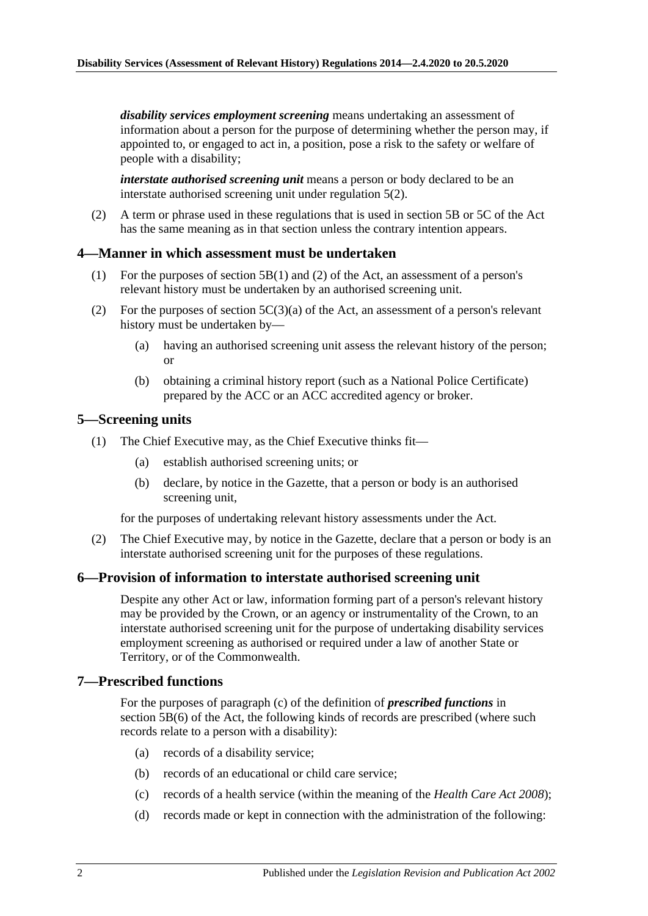***disability services employment screening*** means undertaking an assessment of information about a person for the purpose of determining whether the person may, if appointed to, or engaged to act in, a position, pose a risk to the safety or welfare of people with a disability;

***interstate authorised screening unit*** means a person or body declared to be an interstate authorised screening unit under regulation 5(2).

(2) A term or phrase used in these regulations that is used in section 5B or 5C of the Act has the same meaning as in that section unless the contrary intention appears.

## 4—Manner in which assessment must be undertaken

(1) For the purposes of section 5B(1) and (2) of the Act, an assessment of a person's relevant history must be undertaken by an authorised screening unit.

(2) For the purposes of section 5C(3)(a) of the Act, an assessment of a person's relevant history must be undertaken by—

(a) having an authorised screening unit assess the relevant history of the person; or

(b) obtaining a criminal history report (such as a National Police Certificate) prepared by the ACC or an ACC accredited agency or broker.

## 5—Screening units

(1) The Chief Executive may, as the Chief Executive thinks fit—

(a) establish authorised screening units; or

(b) declare, by notice in the Gazette, that a person or body is an authorised screening unit,

for the purposes of undertaking relevant history assessments under the Act.

(2) The Chief Executive may, by notice in the Gazette, declare that a person or body is an interstate authorised screening unit for the purposes of these regulations.

## 6—Provision of information to interstate authorised screening unit

Despite any other Act or law, information forming part of a person's relevant history may be provided by the Crown, or an agency or instrumentality of the Crown, to an interstate authorised screening unit for the purpose of undertaking disability services employment screening as authorised or required under a law of another State or Territory, or of the Commonwealth.

## 7—Prescribed functions

For the purposes of paragraph (c) of the definition of ***prescribed functions*** in section 5B(6) of the Act, the following kinds of records are prescribed (where such records relate to a person with a disability):

(a) records of a disability service;

(b) records of an educational or child care service;

(c) records of a health service (within the meaning of the *Health Care Act 2008*);

(d) records made or kept in connection with the administration of the following: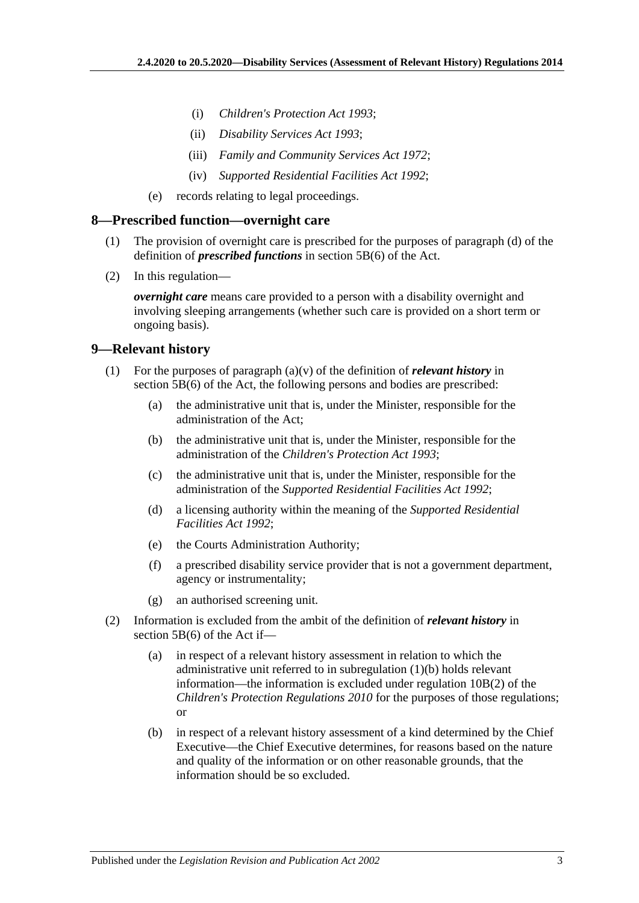(i) *Children's Protection Act 1993*;

(ii) *Disability Services Act 1993*;

(iii) *Family and Community Services Act 1972*;

(iv) *Supported Residential Facilities Act 1992*;

(e) records relating to legal proceedings.

## 8—Prescribed function—overnight care

(1) The provision of overnight care is prescribed for the purposes of paragraph (d) of the definition of ***prescribed functions*** in section 5B(6) of the Act.

(2) In this regulation—

***overnight care*** means care provided to a person with a disability overnight and involving sleeping arrangements (whether such care is provided on a short term or ongoing basis).

## 9—Relevant history

(1) For the purposes of paragraph (a)(v) of the definition of ***relevant history*** in section 5B(6) of the Act, the following persons and bodies are prescribed:

(a) the administrative unit that is, under the Minister, responsible for the administration of the Act;

(b) the administrative unit that is, under the Minister, responsible for the administration of the *Children's Protection Act 1993*;

(c) the administrative unit that is, under the Minister, responsible for the administration of the *Supported Residential Facilities Act 1992*;

(d) a licensing authority within the meaning of the *Supported Residential Facilities Act 1992*;

(e) the Courts Administration Authority;

(f) a prescribed disability service provider that is not a government department, agency or instrumentality;

(g) an authorised screening unit.

(2) Information is excluded from the ambit of the definition of ***relevant history*** in section 5B(6) of the Act if—

(a) in respect of a relevant history assessment in relation to which the administrative unit referred to in subregulation (1)(b) holds relevant information—the information is excluded under regulation 10B(2) of the *Children's Protection Regulations 2010* for the purposes of those regulations; or

(b) in respect of a relevant history assessment of a kind determined by the Chief Executive—the Chief Executive determines, for reasons based on the nature and quality of the information or on other reasonable grounds, that the information should be so excluded.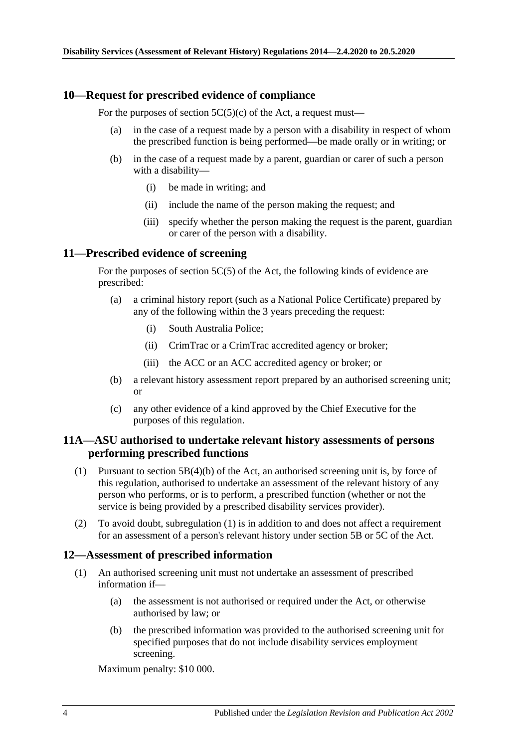## 10—Request for prescribed evidence of compliance

For the purposes of section 5C(5)(c) of the Act, a request must—

(a) in the case of a request made by a person with a disability in respect of whom the prescribed function is being performed—be made orally or in writing; or

(b) in the case of a request made by a parent, guardian or carer of such a person with a disability—

(i) be made in writing; and

(ii) include the name of the person making the request; and

(iii) specify whether the person making the request is the parent, guardian or carer of the person with a disability.

## 11—Prescribed evidence of screening

For the purposes of section 5C(5) of the Act, the following kinds of evidence are prescribed:

(a) a criminal history report (such as a National Police Certificate) prepared by any of the following within the 3 years preceding the request:

(i) South Australia Police;

(ii) CrimTrac or a CrimTrac accredited agency or broker;

(iii) the ACC or an ACC accredited agency or broker; or

(b) a relevant history assessment report prepared by an authorised screening unit; or

(c) any other evidence of a kind approved by the Chief Executive for the purposes of this regulation.

## 11A—ASU authorised to undertake relevant history assessments of persons performing prescribed functions

(1) Pursuant to section 5B(4)(b) of the Act, an authorised screening unit is, by force of this regulation, authorised to undertake an assessment of the relevant history of any person who performs, or is to perform, a prescribed function (whether or not the service is being provided by a prescribed disability services provider).

(2) To avoid doubt, subregulation (1) is in addition to and does not affect a requirement for an assessment of a person's relevant history under section 5B or 5C of the Act.

## 12—Assessment of prescribed information

(1) An authorised screening unit must not undertake an assessment of prescribed information if—

(a) the assessment is not authorised or required under the Act, or otherwise authorised by law; or

(b) the prescribed information was provided to the authorised screening unit for specified purposes that do not include disability services employment screening.

Maximum penalty: $10 000.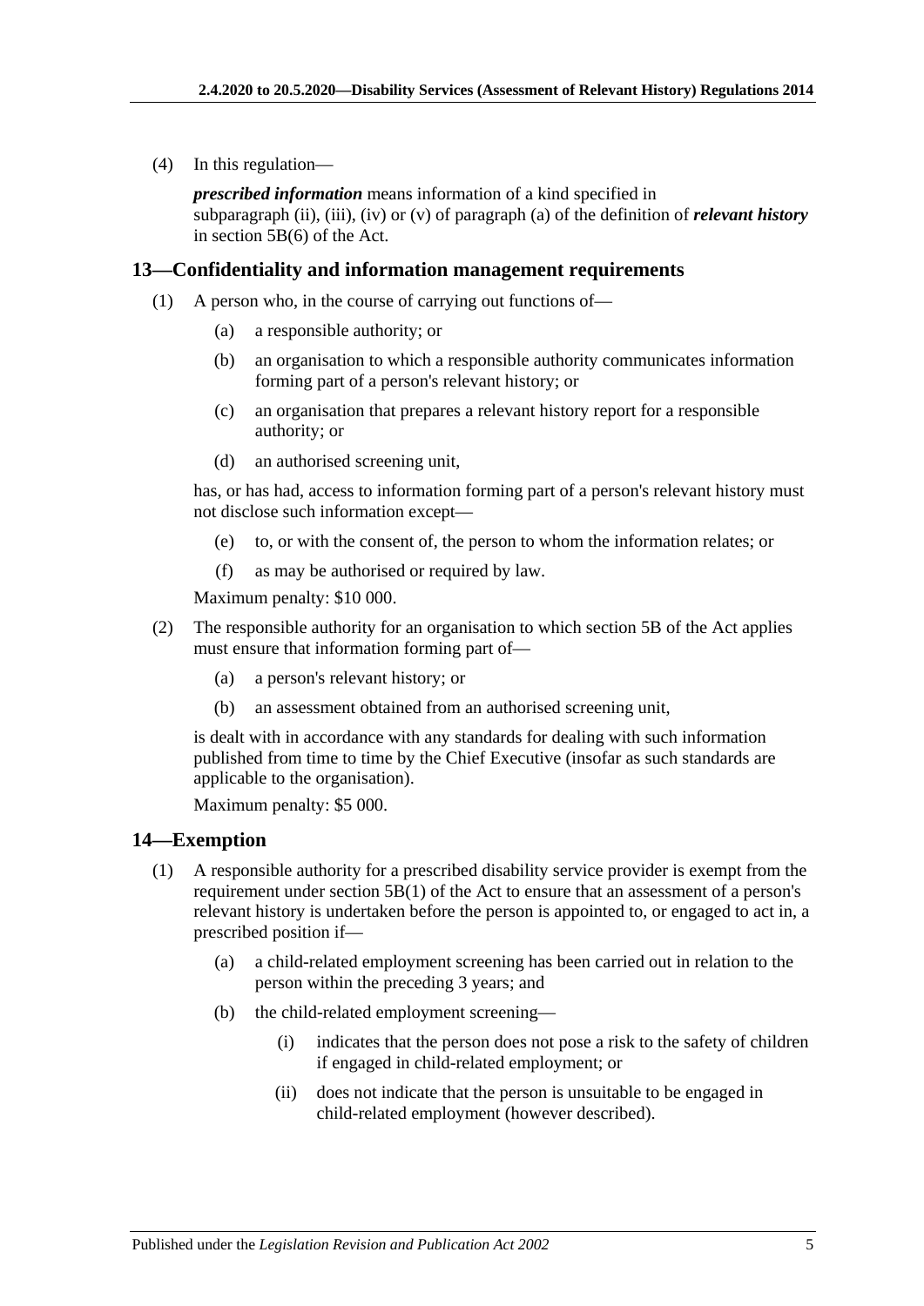(4) In this regulation—

***prescribed information*** means information of a kind specified in subparagraph (ii), (iii), (iv) or (v) of paragraph (a) of the definition of ***relevant history*** in section 5B(6) of the Act.

## 13—Confidentiality and information management requirements

(1) A person who, in the course of carrying out functions of—

- (a) a responsible authority; or
- (b) an organisation to which a responsible authority communicates information forming part of a person's relevant history; or
- (c) an organisation that prepares a relevant history report for a responsible authority; or
- (d) an authorised screening unit,

has, or has had, access to information forming part of a person's relevant history must not disclose such information except—

- (e) to, or with the consent of, the person to whom the information relates; or
- (f) as may be authorised or required by law.

Maximum penalty: $10 000.

(2) The responsible authority for an organisation to which section 5B of the Act applies must ensure that information forming part of—

- (a) a person's relevant history; or
- (b) an assessment obtained from an authorised screening unit,

is dealt with in accordance with any standards for dealing with such information published from time to time by the Chief Executive (insofar as such standards are applicable to the organisation).

Maximum penalty: $5 000.

## 14—Exemption

(1) A responsible authority for a prescribed disability service provider is exempt from the requirement under section 5B(1) of the Act to ensure that an assessment of a person's relevant history is undertaken before the person is appointed to, or engaged to act in, a prescribed position if—

- (a) a child-related employment screening has been carried out in relation to the person within the preceding 3 years; and
- (b) the child-related employment screening—
  - (i) indicates that the person does not pose a risk to the safety of children if engaged in child-related employment; or
  - (ii) does not indicate that the person is unsuitable to be engaged in child-related employment (however described).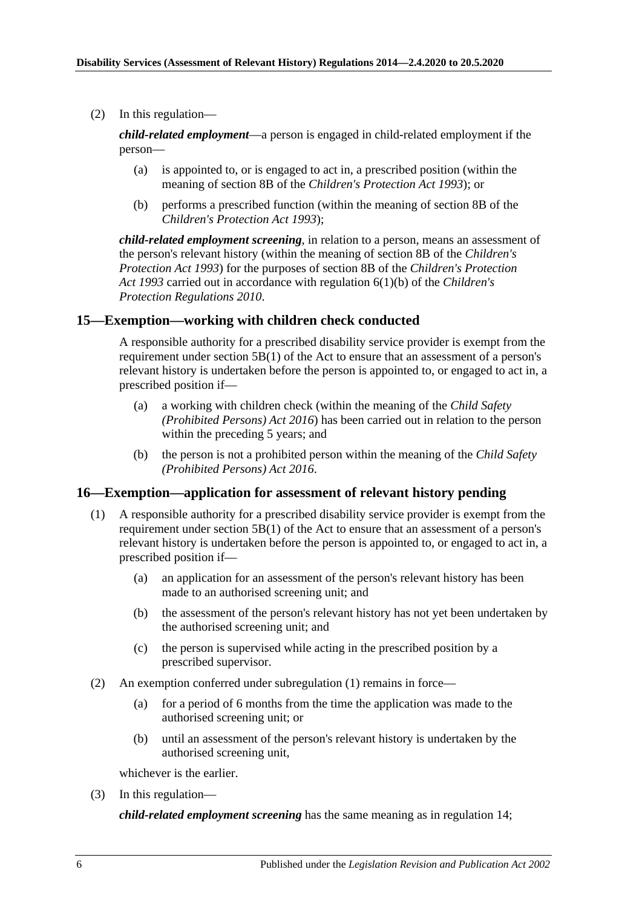(2) In this regulation—

***child-related employment***—a person is engaged in child-related employment if the person—

(a) is appointed to, or is engaged to act in, a prescribed position (within the meaning of section 8B of the *Children's Protection Act 1993*); or

(b) performs a prescribed function (within the meaning of section 8B of the *Children's Protection Act 1993*);

***child-related employment screening***, in relation to a person, means an assessment of the person's relevant history (within the meaning of section 8B of the *Children's Protection Act 1993*) for the purposes of section 8B of the *Children's Protection Act 1993* carried out in accordance with regulation 6(1)(b) of the *Children's Protection Regulations 2010*.

## 15—Exemption—working with children check conducted

A responsible authority for a prescribed disability service provider is exempt from the requirement under section 5B(1) of the Act to ensure that an assessment of a person's relevant history is undertaken before the person is appointed to, or engaged to act in, a prescribed position if—

(a) a working with children check (within the meaning of the *Child Safety (Prohibited Persons) Act 2016*) has been carried out in relation to the person within the preceding 5 years; and

(b) the person is not a prohibited person within the meaning of the *Child Safety (Prohibited Persons) Act 2016*.

## 16—Exemption—application for assessment of relevant history pending

(1) A responsible authority for a prescribed disability service provider is exempt from the requirement under section 5B(1) of the Act to ensure that an assessment of a person's relevant history is undertaken before the person is appointed to, or engaged to act in, a prescribed position if—

(a) an application for an assessment of the person's relevant history has been made to an authorised screening unit; and

(b) the assessment of the person's relevant history has not yet been undertaken by the authorised screening unit; and

(c) the person is supervised while acting in the prescribed position by a prescribed supervisor.

(2) An exemption conferred under subregulation (1) remains in force—

(a) for a period of 6 months from the time the application was made to the authorised screening unit; or

(b) until an assessment of the person's relevant history is undertaken by the authorised screening unit,

whichever is the earlier.

(3) In this regulation—

***child-related employment screening*** has the same meaning as in regulation 14;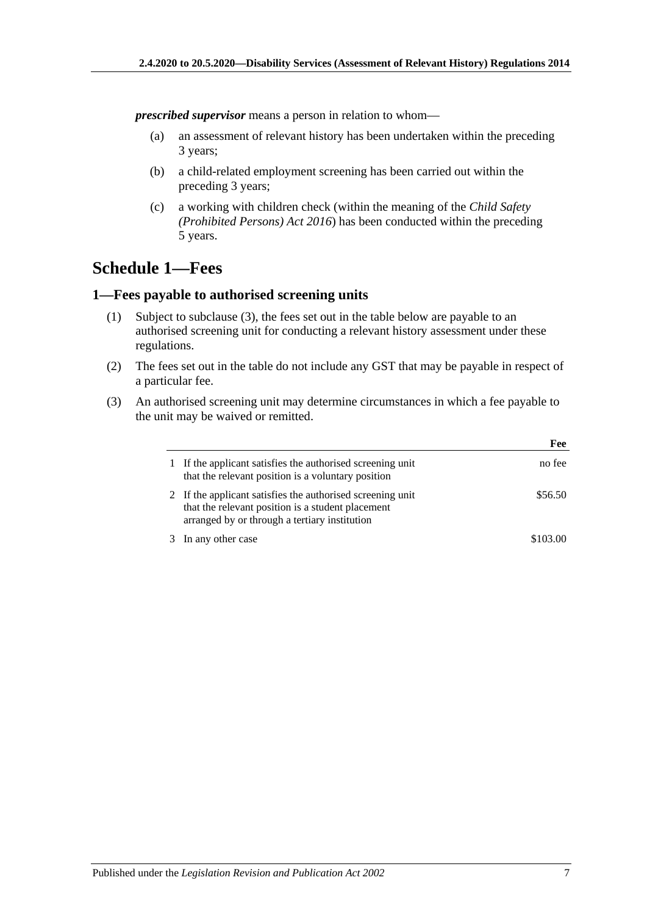***prescribed supervisor*** means a person in relation to whom—

(a) an assessment of relevant history has been undertaken within the preceding 3 years;

(b) a child-related employment screening has been carried out within the preceding 3 years;

(c) a working with children check (within the meaning of the *Child Safety (Prohibited Persons) Act 2016*) has been conducted within the preceding 5 years.

## Schedule 1—Fees

### 1—Fees payable to authorised screening units

(1) Subject to subclause (3), the fees set out in the table below are payable to an authorised screening unit for conducting a relevant history assessment under these regulations.

(2) The fees set out in the table do not include any GST that may be payable in respect of a particular fee.

(3) An authorised screening unit may determine circumstances in which a fee payable to the unit may be waived or remitted.

| | | **Fee** |
|---|---|---|
| 1 | If the applicant satisfies the authorised screening unit that the relevant position is a voluntary position | no fee |
| 2 | If the applicant satisfies the authorised screening unit that the relevant position is a student placement arranged by or through a tertiary institution | \$56.50 |
| 3 | In any other case | \$103.00 |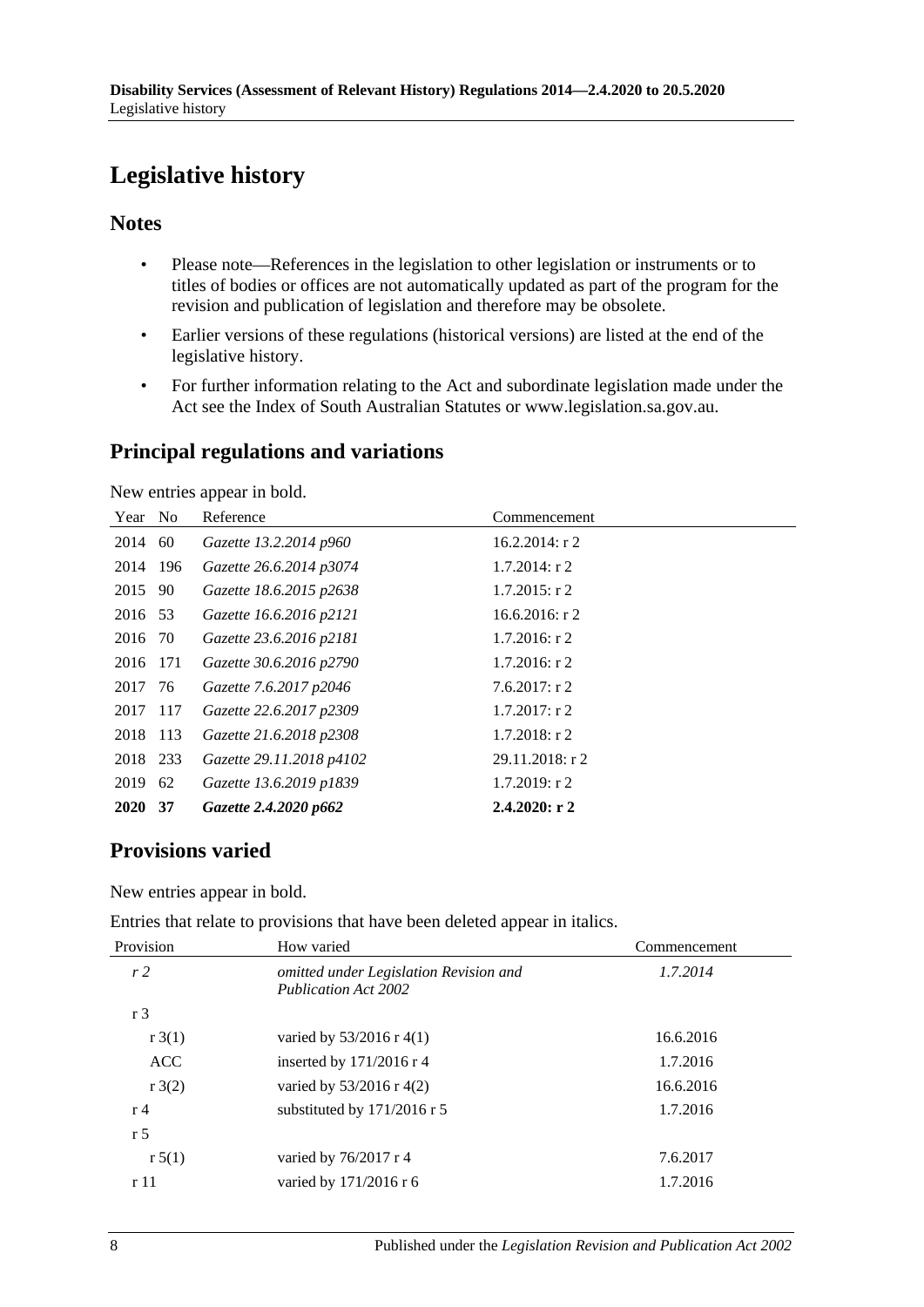# Legislative history

## Notes

- Please note—References in the legislation to other legislation or instruments or to titles of bodies or offices are not automatically updated as part of the program for the revision and publication of legislation and therefore may be obsolete.
- Earlier versions of these regulations (historical versions) are listed at the end of the legislative history.
- For further information relating to the Act and subordinate legislation made under the Act see the Index of South Australian Statutes or www.legislation.sa.gov.au.

## Principal regulations and variations

New entries appear in bold.

| Year | No | Reference | Commencement |
|---|---|---|---|
| 2014 | 60 | *Gazette 13.2.2014 p960* | 16.2.2014: r 2 |
| 2014 | 196 | *Gazette 26.6.2014 p3074* | 1.7.2014: r 2 |
| 2015 | 90 | *Gazette 18.6.2015 p2638* | 1.7.2015: r 2 |
| 2016 | 53 | *Gazette 16.6.2016 p2121* | 16.6.2016: r 2 |
| 2016 | 70 | *Gazette 23.6.2016 p2181* | 1.7.2016: r 2 |
| 2016 | 171 | *Gazette 30.6.2016 p2790* | 1.7.2016: r 2 |
| 2017 | 76 | *Gazette 7.6.2017 p2046* | 7.6.2017: r 2 |
| 2017 | 117 | *Gazette 22.6.2017 p2309* | 1.7.2017: r 2 |
| 2018 | 113 | *Gazette 21.6.2018 p2308* | 1.7.2018: r 2 |
| 2018 | 233 | *Gazette 29.11.2018 p4102* | 29.11.2018: r 2 |
| 2019 | 62 | *Gazette 13.6.2019 p1839* | 1.7.2019: r 2 |
| **2020** | **37** | ***Gazette 2.4.2020 p662*** | **2.4.2020: r 2** |

## Provisions varied

New entries appear in bold.

Entries that relate to provisions that have been deleted appear in italics.

| Provision | How varied | Commencement |
|---|---|---|
| *r 2* | *omitted under Legislation Revision and Publication Act 2002* | *1.7.2014* |
| r 3 | | |
| r 3(1) | varied by 53/2016 r 4(1) | 16.6.2016 |
| ACC | inserted by 171/2016 r 4 | 1.7.2016 |
| r 3(2) | varied by 53/2016 r 4(2) | 16.6.2016 |
| r 4 | substituted by 171/2016 r 5 | 1.7.2016 |
| r 5 | | |
| r 5(1) | varied by 76/2017 r 4 | 7.6.2017 |
| r 11 | varied by 171/2016 r 6 | 1.7.2016 |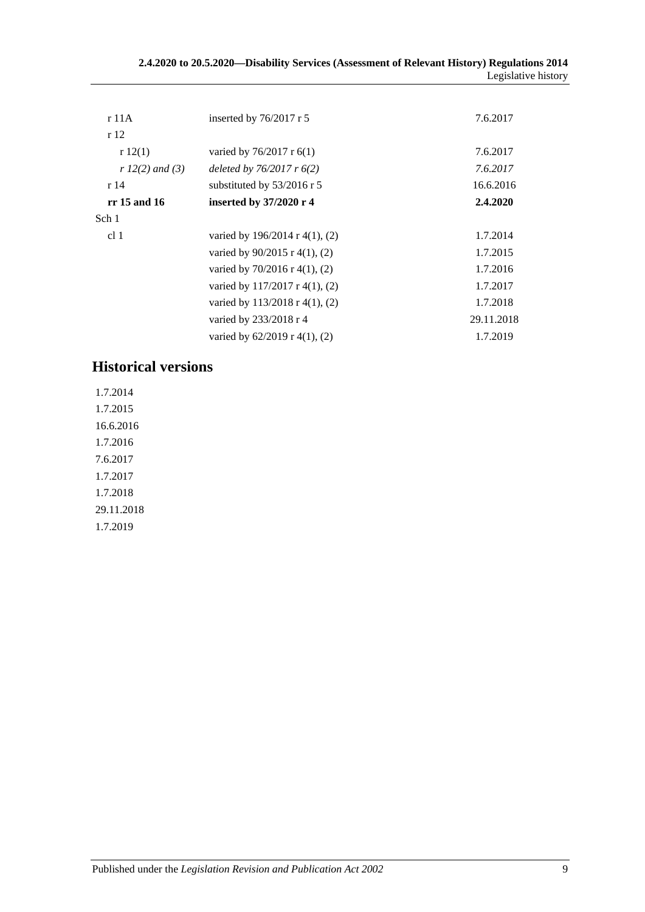| | | |
|---|---|---|
| r 11A | inserted by 76/2017 r 5 | 7.6.2017 |
| r 12 | | |
| r 12(1) | varied by 76/2017 r 6(1) | 7.6.2017 |
| *r 12(2) and (3)* | *deleted by 76/2017 r 6(2)* | *7.6.2017* |
| r 14 | substituted by 53/2016 r 5 | 16.6.2016 |
| **rr 15 and 16** | **inserted by 37/2020 r 4** | **2.4.2020** |
| Sch 1 | | |
| cl 1 | varied by 196/2014 r 4(1), (2) | 1.7.2014 |
| | varied by 90/2015 r 4(1), (2) | 1.7.2015 |
| | varied by 70/2016 r 4(1), (2) | 1.7.2016 |
| | varied by 117/2017 r 4(1), (2) | 1.7.2017 |
| | varied by 113/2018 r 4(1), (2) | 1.7.2018 |
| | varied by 233/2018 r 4 | 29.11.2018 |
| | varied by 62/2019 r 4(1), (2) | 1.7.2019 |

## Historical versions

1.7.2014

1.7.2015

16.6.2016

1.7.2016

7.6.2017

1.7.2017

1.7.2018

29.11.2018

1.7.2019